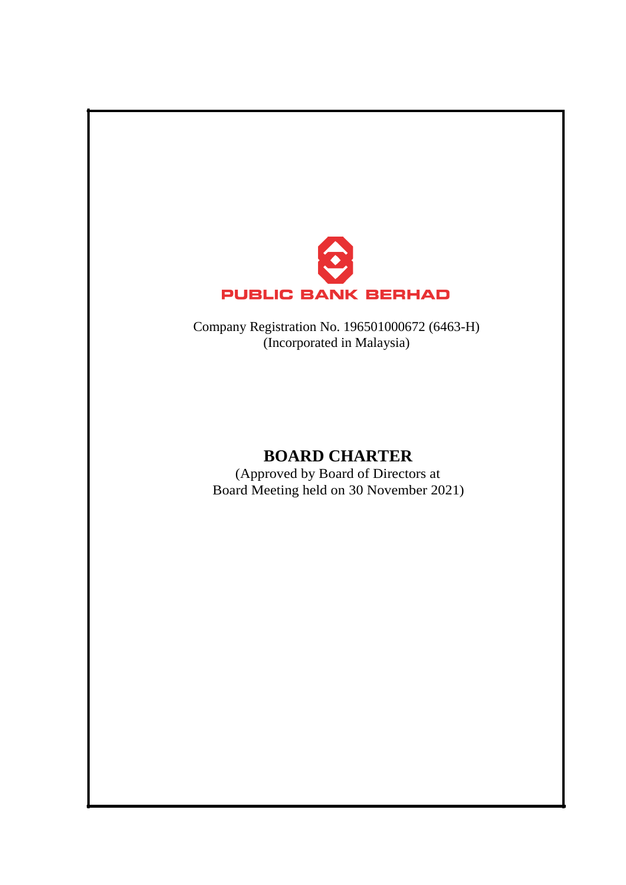PUBLIC BANK BERHAD

Company Registration No. 196501000672 (6463-H)
(Incorporated in Malaysia)

# BOARD CHARTER

(Approved by Board of Directors at
Board Meeting held on 30 November 2021)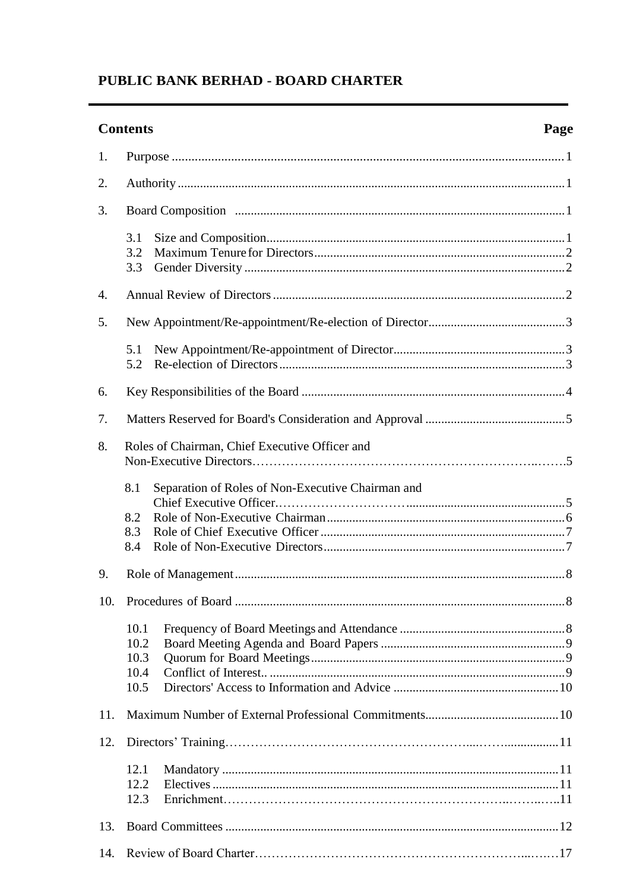# PUBLIC BANK BERHAD - BOARD CHARTER

## Contents

| | | Page |
|---|---|---|
| 1. | Purpose | 1 |
| 2. | Authority | 1 |
| 3. | Board Composition | 1 |
| | 3.1 Size and Composition | 1 |
| | 3.2 Maximum Tenure for Directors | 2 |
| | 3.3 Gender Diversity | 2 |
| 4. | Annual Review of Directors | 2 |
| 5. | New Appointment/Re-appointment/Re-election of Director | 3 |
| | 5.1 New Appointment/Re-appointment of Director | 3 |
| | 5.2 Re-election of Directors | 3 |
| 6. | Key Responsibilities of the Board | 4 |
| 7. | Matters Reserved for Board's Consideration and Approval | 5 |
| 8. | Roles of Chairman, Chief Executive Officer and Non-Executive Directors | 5 |
| | 8.1 Separation of Roles of Non-Executive Chairman and Chief Executive Officer | 5 |
| | 8.2 Role of Non-Executive Chairman | 6 |
| | 8.3 Role of Chief Executive Officer | 7 |
| | 8.4 Role of Non-Executive Directors | 7 |
| 9. | Role of Management | 8 |
| 10. | Procedures of Board | 8 |
| | 10.1 Frequency of Board Meetings and Attendance | 8 |
| | 10.2 Board Meeting Agenda and Board Papers | 9 |
| | 10.3 Quorum for Board Meetings | 9 |
| | 10.4 Conflict of Interest | 9 |
| | 10.5 Directors' Access to Information and Advice | 10 |
| 11. | Maximum Number of External Professional Commitments | 10 |
| 12. | Directors' Training | 11 |
| | 12.1 Mandatory | 11 |
| | 12.2 Electives | 11 |
| | 12.3 Enrichment | 11 |
| 13. | Board Committees | 12 |
| 14. | Review of Board Charter | 17 |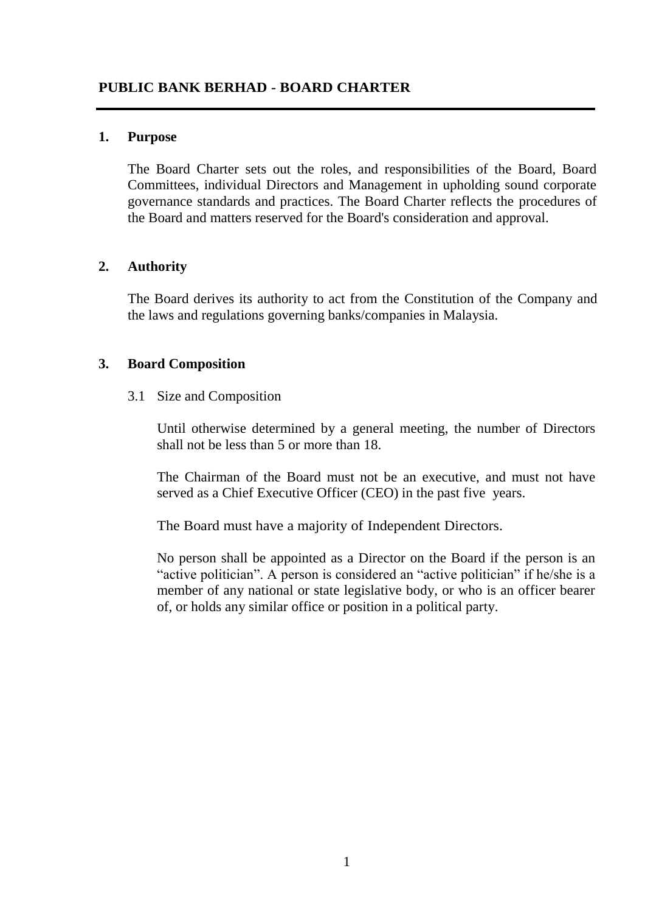# PUBLIC BANK BERHAD - BOARD CHARTER

## 1. Purpose

The Board Charter sets out the roles, and responsibilities of the Board, Board Committees, individual Directors and Management in upholding sound corporate governance standards and practices. The Board Charter reflects the procedures of the Board and matters reserved for the Board's consideration and approval.

## 2. Authority

The Board derives its authority to act from the Constitution of the Company and the laws and regulations governing banks/companies in Malaysia.

## 3. Board Composition

### 3.1 Size and Composition

Until otherwise determined by a general meeting, the number of Directors shall not be less than 5 or more than 18.

The Chairman of the Board must not be an executive, and must not have served as a Chief Executive Officer (CEO) in the past five years.

The Board must have a majority of Independent Directors.

No person shall be appointed as a Director on the Board if the person is an "active politician". A person is considered an "active politician" if he/she is a member of any national or state legislative body, or who is an officer bearer of, or holds any similar office or position in a political party.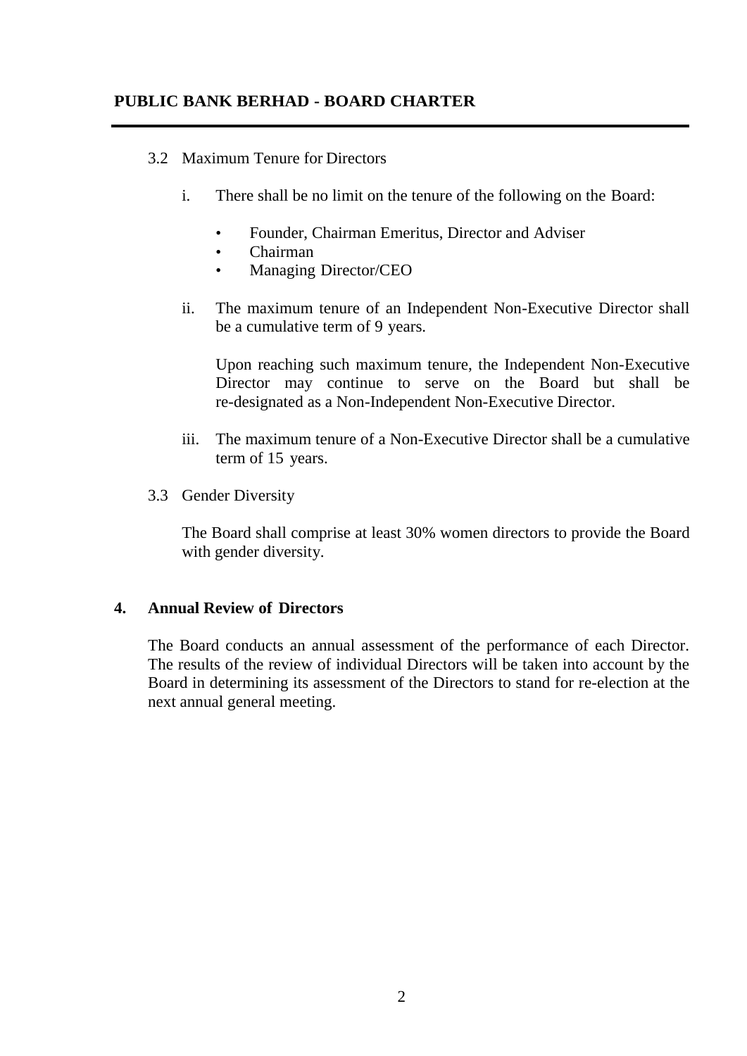3.2 Maximum Tenure for Directors

i. There shall be no limit on the tenure of the following on the Board:

- Founder, Chairman Emeritus, Director and Adviser
- Chairman
- Managing Director/CEO

ii. The maximum tenure of an Independent Non-Executive Director shall be a cumulative term of 9 years.

Upon reaching such maximum tenure, the Independent Non-Executive Director may continue to serve on the Board but shall be re-designated as a Non-Independent Non-Executive Director.

iii. The maximum tenure of a Non-Executive Director shall be a cumulative term of 15 years.

3.3 Gender Diversity

The Board shall comprise at least 30% women directors to provide the Board with gender diversity.

## 4. Annual Review of Directors

The Board conducts an annual assessment of the performance of each Director. The results of the review of individual Directors will be taken into account by the Board in determining its assessment of the Directors to stand for re-election at the next annual general meeting.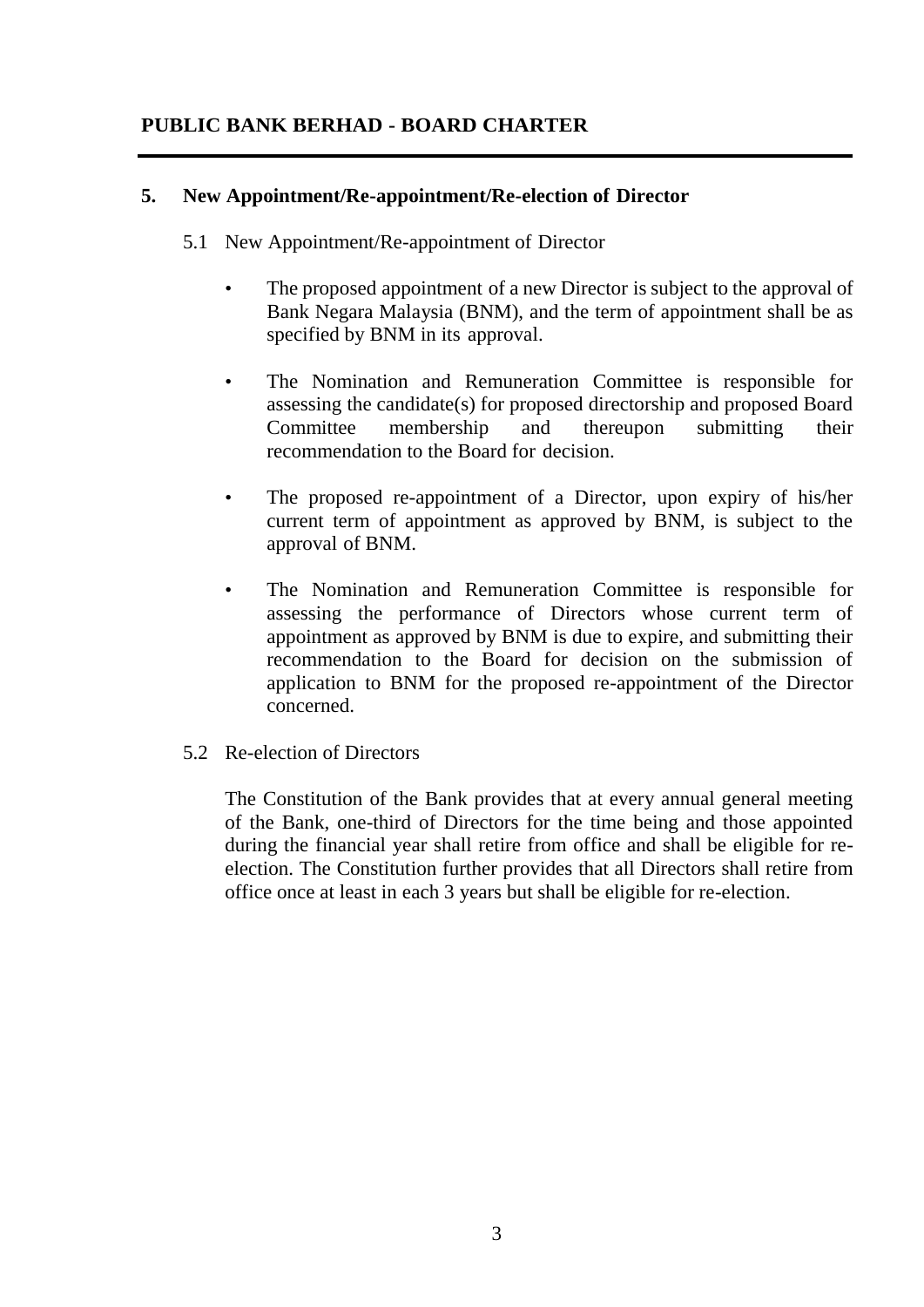## 5. New Appointment/Re-appointment/Re-election of Director

### 5.1 New Appointment/Re-appointment of Director

- The proposed appointment of a new Director is subject to the approval of Bank Negara Malaysia (BNM), and the term of appointment shall be as specified by BNM in its approval.

- The Nomination and Remuneration Committee is responsible for assessing the candidate(s) for proposed directorship and proposed Board Committee membership and thereupon submitting their recommendation to the Board for decision.

- The proposed re-appointment of a Director, upon expiry of his/her current term of appointment as approved by BNM, is subject to the approval of BNM.

- The Nomination and Remuneration Committee is responsible for assessing the performance of Directors whose current term of appointment as approved by BNM is due to expire, and submitting their recommendation to the Board for decision on the submission of application to BNM for the proposed re-appointment of the Director concerned.

### 5.2 Re-election of Directors

The Constitution of the Bank provides that at every annual general meeting of the Bank, one-third of Directors for the time being and those appointed during the financial year shall retire from office and shall be eligible for re-election. The Constitution further provides that all Directors shall retire from office once at least in each 3 years but shall be eligible for re-election.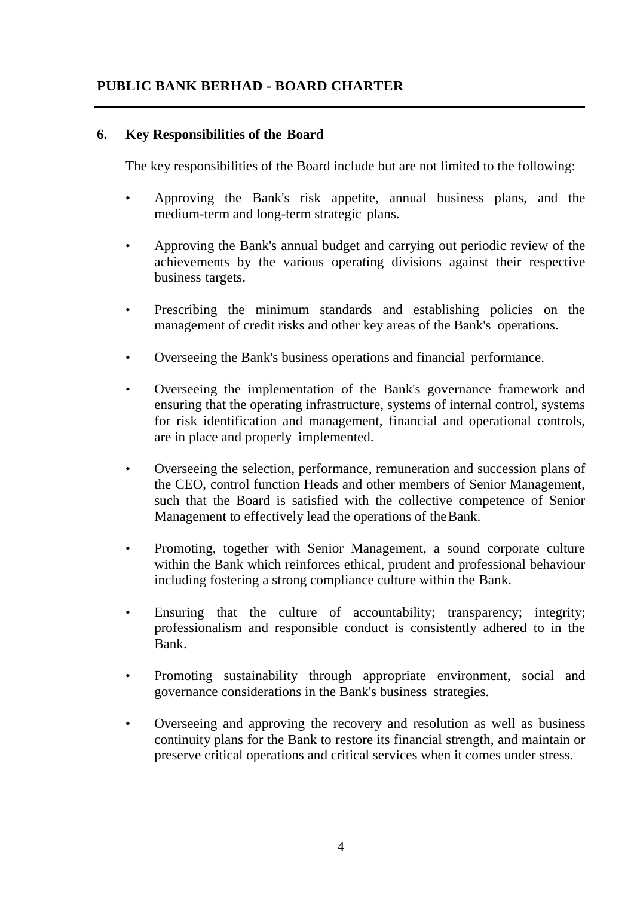## 6. Key Responsibilities of the Board

The key responsibilities of the Board include but are not limited to the following:

- Approving the Bank's risk appetite, annual business plans, and the medium-term and long-term strategic plans.
- Approving the Bank's annual budget and carrying out periodic review of the achievements by the various operating divisions against their respective business targets.
- Prescribing the minimum standards and establishing policies on the management of credit risks and other key areas of the Bank's operations.
- Overseeing the Bank's business operations and financial performance.
- Overseeing the implementation of the Bank's governance framework and ensuring that the operating infrastructure, systems of internal control, systems for risk identification and management, financial and operational controls, are in place and properly implemented.
- Overseeing the selection, performance, remuneration and succession plans of the CEO, control function Heads and other members of Senior Management, such that the Board is satisfied with the collective competence of Senior Management to effectively lead the operations of the Bank.
- Promoting, together with Senior Management, a sound corporate culture within the Bank which reinforces ethical, prudent and professional behaviour including fostering a strong compliance culture within the Bank.
- Ensuring that the culture of accountability; transparency; integrity; professionalism and responsible conduct is consistently adhered to in the Bank.
- Promoting sustainability through appropriate environment, social and governance considerations in the Bank's business strategies.
- Overseeing and approving the recovery and resolution as well as business continuity plans for the Bank to restore its financial strength, and maintain or preserve critical operations and critical services when it comes under stress.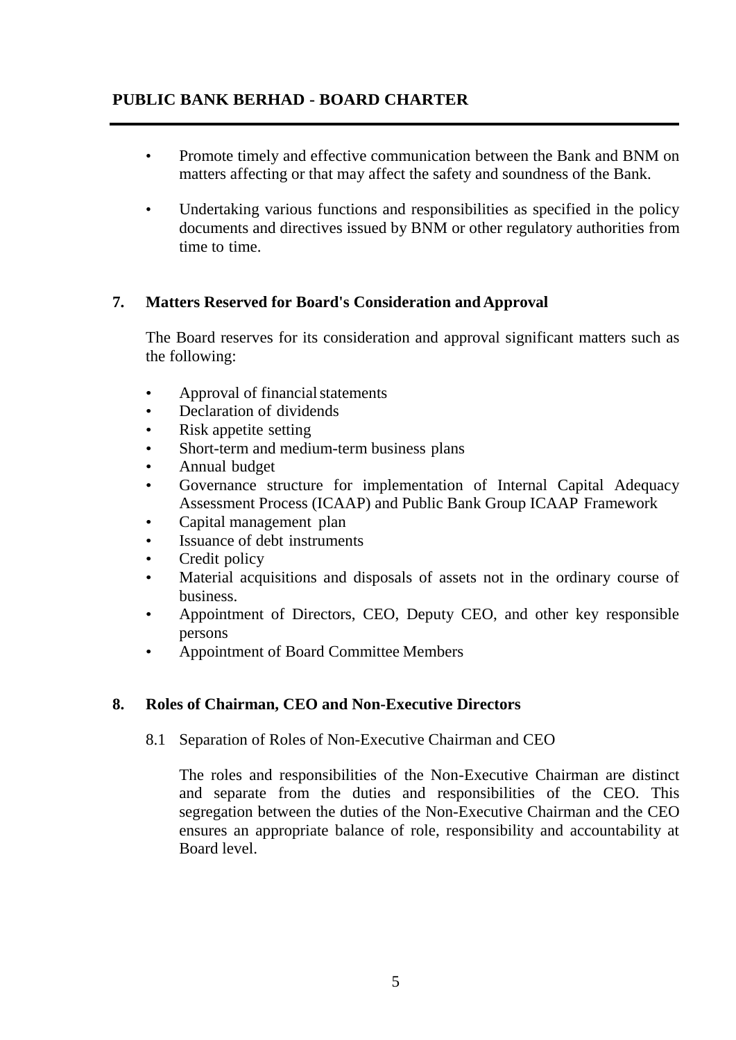- Promote timely and effective communication between the Bank and BNM on matters affecting or that may affect the safety and soundness of the Bank.

- Undertaking various functions and responsibilities as specified in the policy documents and directives issued by BNM or other regulatory authorities from time to time.

## 7. Matters Reserved for Board's Consideration and Approval

The Board reserves for its consideration and approval significant matters such as the following:

- Approval of financial statements
- Declaration of dividends
- Risk appetite setting
- Short-term and medium-term business plans
- Annual budget
- Governance structure for implementation of Internal Capital Adequacy Assessment Process (ICAAP) and Public Bank Group ICAAP Framework
- Capital management plan
- Issuance of debt instruments
- Credit policy
- Material acquisitions and disposals of assets not in the ordinary course of business.
- Appointment of Directors, CEO, Deputy CEO, and other key responsible persons
- Appointment of Board Committee Members

## 8. Roles of Chairman, CEO and Non-Executive Directors

### 8.1 Separation of Roles of Non-Executive Chairman and CEO

The roles and responsibilities of the Non-Executive Chairman are distinct and separate from the duties and responsibilities of the CEO. This segregation between the duties of the Non-Executive Chairman and the CEO ensures an appropriate balance of role, responsibility and accountability at Board level.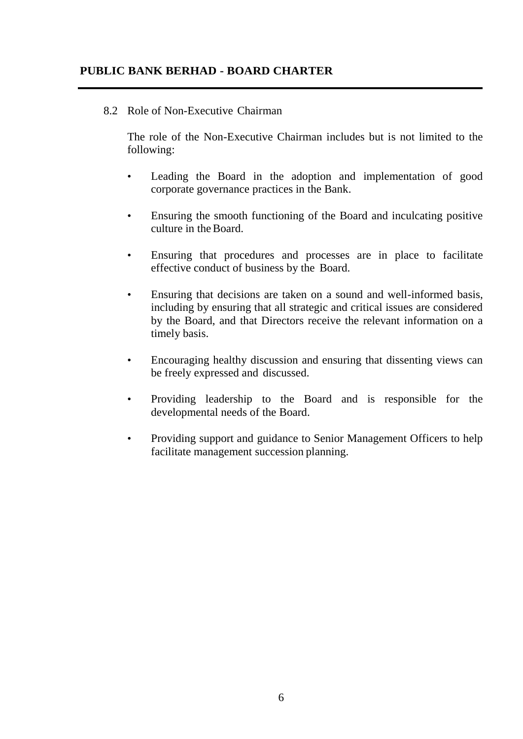8.2 Role of Non-Executive Chairman

The role of the Non-Executive Chairman includes but is not limited to the following:

- Leading the Board in the adoption and implementation of good corporate governance practices in the Bank.
- Ensuring the smooth functioning of the Board and inculcating positive culture in the Board.
- Ensuring that procedures and processes are in place to facilitate effective conduct of business by the Board.
- Ensuring that decisions are taken on a sound and well-informed basis, including by ensuring that all strategic and critical issues are considered by the Board, and that Directors receive the relevant information on a timely basis.
- Encouraging healthy discussion and ensuring that dissenting views can be freely expressed and discussed.
- Providing leadership to the Board and is responsible for the developmental needs of the Board.
- Providing support and guidance to Senior Management Officers to help facilitate management succession planning.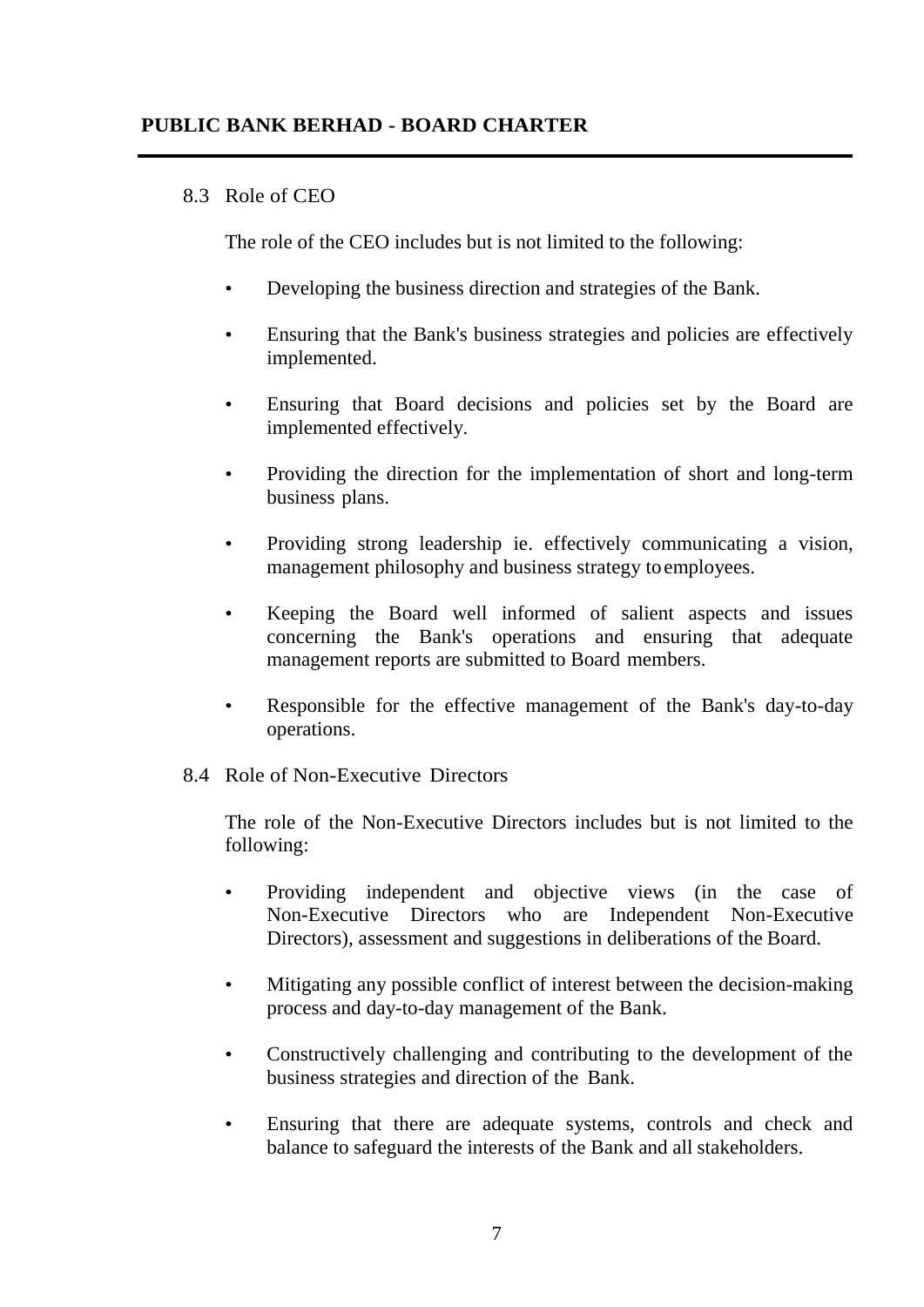### 8.3 Role of CEO

The role of the CEO includes but is not limited to the following:

- Developing the business direction and strategies of the Bank.
- Ensuring that the Bank's business strategies and policies are effectively implemented.
- Ensuring that Board decisions and policies set by the Board are implemented effectively.
- Providing the direction for the implementation of short and long-term business plans.
- Providing strong leadership ie. effectively communicating a vision, management philosophy and business strategy to employees.
- Keeping the Board well informed of salient aspects and issues concerning the Bank's operations and ensuring that adequate management reports are submitted to Board members.
- Responsible for the effective management of the Bank's day-to-day operations.

### 8.4 Role of Non-Executive Directors

The role of the Non-Executive Directors includes but is not limited to the following:

- Providing independent and objective views (in the case of Non-Executive Directors who are Independent Non-Executive Directors), assessment and suggestions in deliberations of the Board.
- Mitigating any possible conflict of interest between the decision-making process and day-to-day management of the Bank.
- Constructively challenging and contributing to the development of the business strategies and direction of the Bank.
- Ensuring that there are adequate systems, controls and check and balance to safeguard the interests of the Bank and all stakeholders.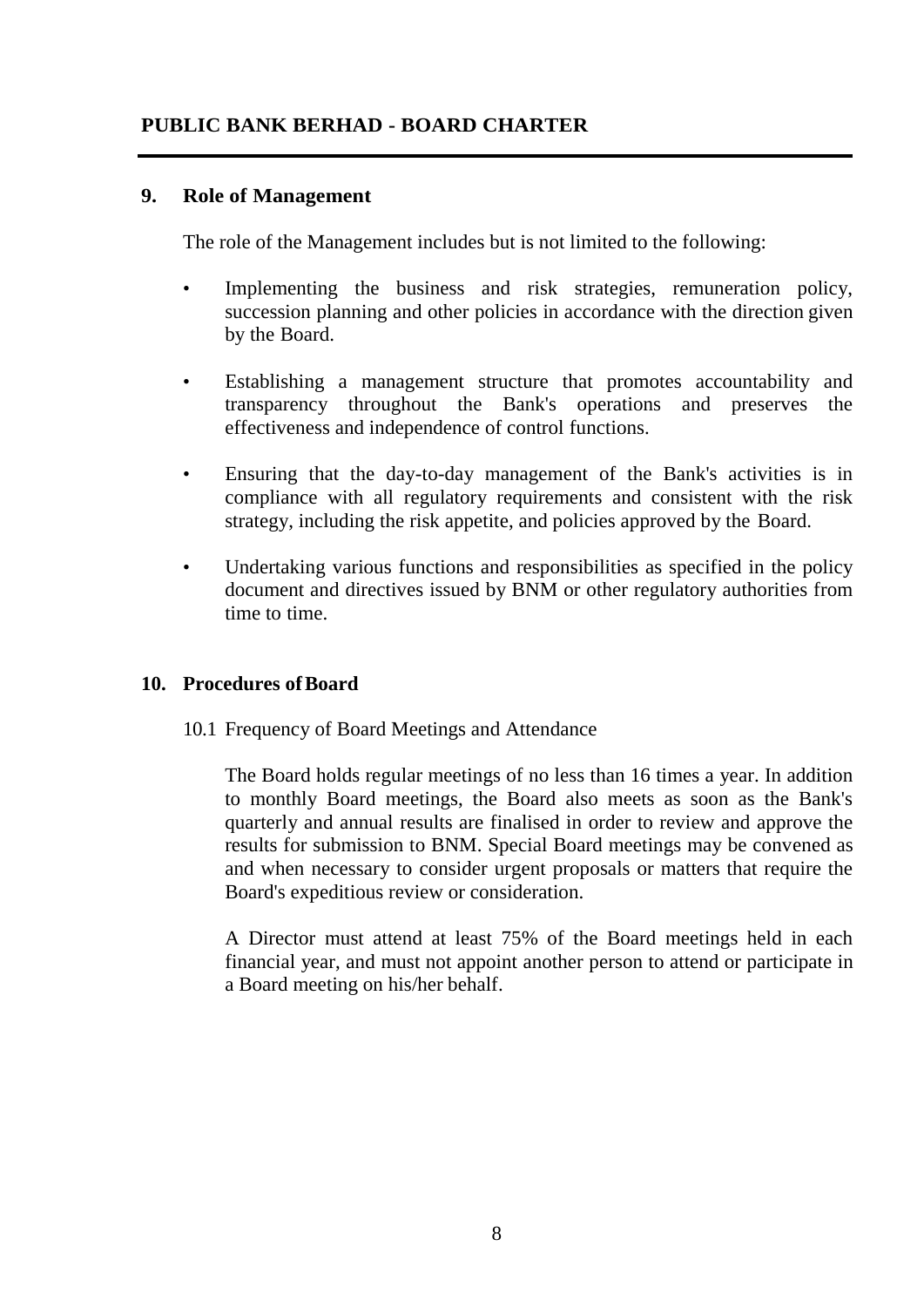## 9. Role of Management

The role of the Management includes but is not limited to the following:

- Implementing the business and risk strategies, remuneration policy, succession planning and other policies in accordance with the direction given by the Board.
- Establishing a management structure that promotes accountability and transparency throughout the Bank's operations and preserves the effectiveness and independence of control functions.
- Ensuring that the day-to-day management of the Bank's activities is in compliance with all regulatory requirements and consistent with the risk strategy, including the risk appetite, and policies approved by the Board.
- Undertaking various functions and responsibilities as specified in the policy document and directives issued by BNM or other regulatory authorities from time to time.

## 10. Procedures of Board

10.1 Frequency of Board Meetings and Attendance

The Board holds regular meetings of no less than 16 times a year. In addition to monthly Board meetings, the Board also meets as soon as the Bank's quarterly and annual results are finalised in order to review and approve the results for submission to BNM. Special Board meetings may be convened as and when necessary to consider urgent proposals or matters that require the Board's expeditious review or consideration.

A Director must attend at least 75% of the Board meetings held in each financial year, and must not appoint another person to attend or participate in a Board meeting on his/her behalf.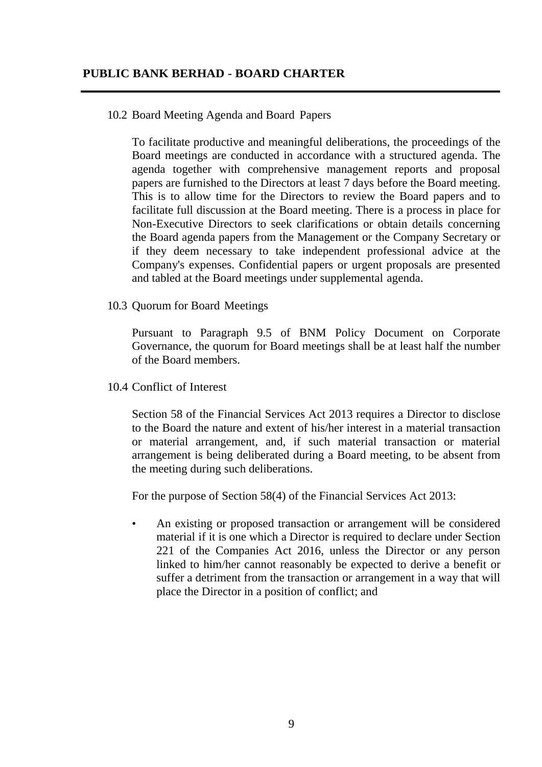10.2 Board Meeting Agenda and Board Papers

To facilitate productive and meaningful deliberations, the proceedings of the Board meetings are conducted in accordance with a structured agenda. The agenda together with comprehensive management reports and proposal papers are furnished to the Directors at least 7 days before the Board meeting. This is to allow time for the Directors to review the Board papers and to facilitate full discussion at the Board meeting. There is a process in place for Non-Executive Directors to seek clarifications or obtain details concerning the Board agenda papers from the Management or the Company Secretary or if they deem necessary to take independent professional advice at the Company's expenses. Confidential papers or urgent proposals are presented and tabled at the Board meetings under supplemental agenda.

10.3 Quorum for Board Meetings

Pursuant to Paragraph 9.5 of BNM Policy Document on Corporate Governance, the quorum for Board meetings shall be at least half the number of the Board members.

10.4 Conflict of Interest

Section 58 of the Financial Services Act 2013 requires a Director to disclose to the Board the nature and extent of his/her interest in a material transaction or material arrangement, and, if such material transaction or material arrangement is being deliberated during a Board meeting, to be absent from the meeting during such deliberations.

For the purpose of Section 58(4) of the Financial Services Act 2013:

- An existing or proposed transaction or arrangement will be considered material if it is one which a Director is required to declare under Section 221 of the Companies Act 2016, unless the Director or any person linked to him/her cannot reasonably be expected to derive a benefit or suffer a detriment from the transaction or arrangement in a way that will place the Director in a position of conflict; and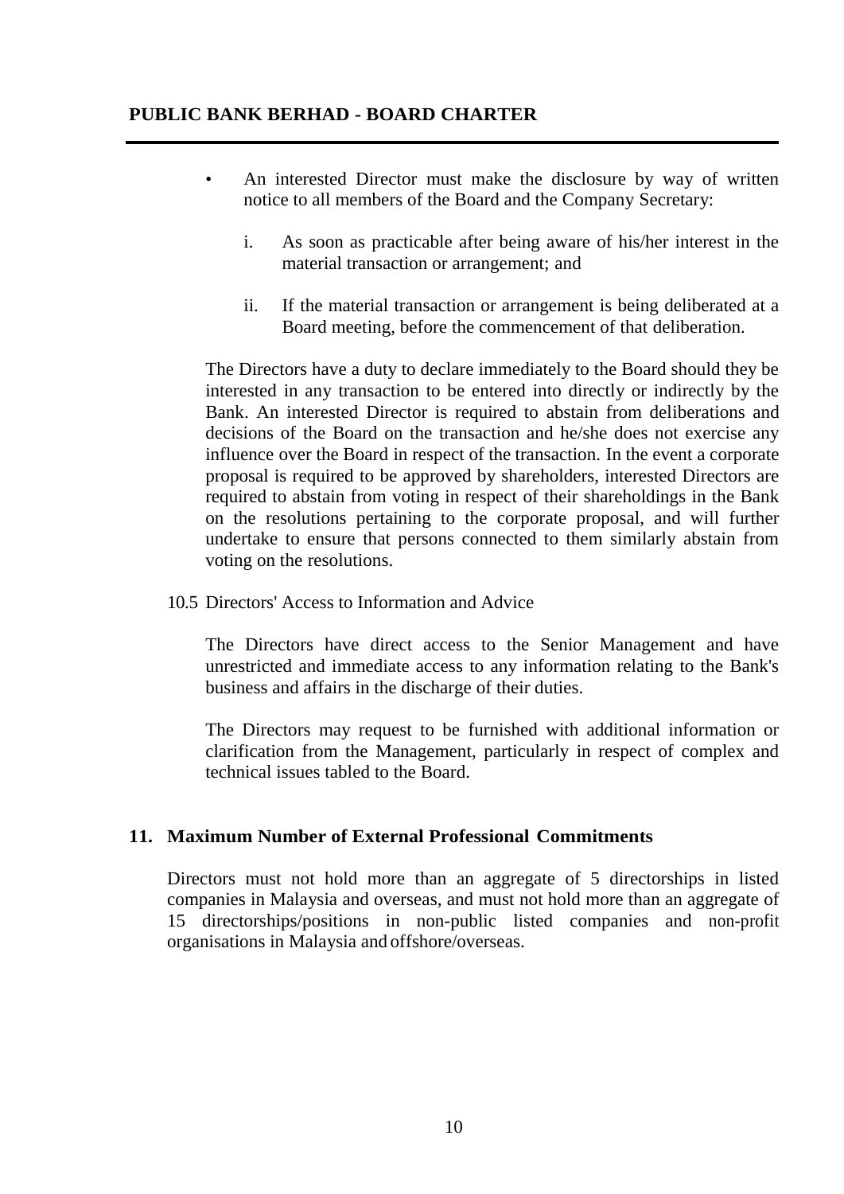- An interested Director must make the disclosure by way of written notice to all members of the Board and the Company Secretary:

    i. As soon as practicable after being aware of his/her interest in the material transaction or arrangement; and

    ii. If the material transaction or arrangement is being deliberated at a Board meeting, before the commencement of that deliberation.

The Directors have a duty to declare immediately to the Board should they be interested in any transaction to be entered into directly or indirectly by the Bank. An interested Director is required to abstain from deliberations and decisions of the Board on the transaction and he/she does not exercise any influence over the Board in respect of the transaction. In the event a corporate proposal is required to be approved by shareholders, interested Directors are required to abstain from voting in respect of their shareholdings in the Bank on the resolutions pertaining to the corporate proposal, and will further undertake to ensure that persons connected to them similarly abstain from voting on the resolutions.

10.5 Directors' Access to Information and Advice

The Directors have direct access to the Senior Management and have unrestricted and immediate access to any information relating to the Bank's business and affairs in the discharge of their duties.

The Directors may request to be furnished with additional information or clarification from the Management, particularly in respect of complex and technical issues tabled to the Board.

## 11. Maximum Number of External Professional Commitments

Directors must not hold more than an aggregate of 5 directorships in listed companies in Malaysia and overseas, and must not hold more than an aggregate of 15 directorships/positions in non-public listed companies and non-profit organisations in Malaysia and offshore/overseas.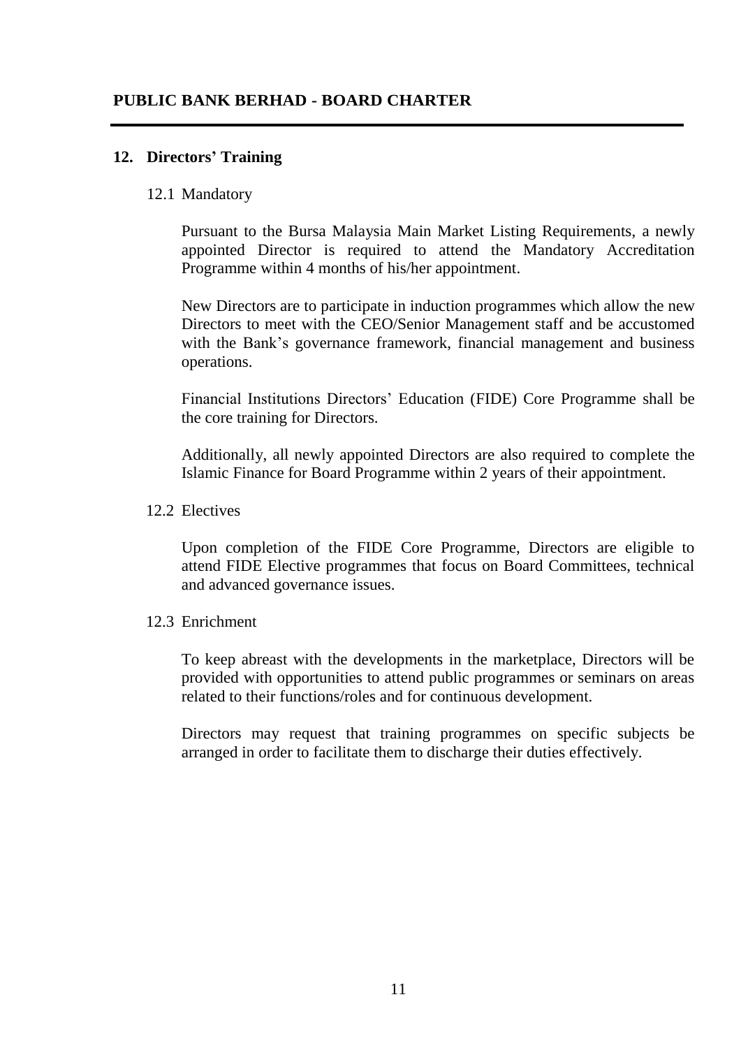## 12. Directors' Training

### 12.1 Mandatory

Pursuant to the Bursa Malaysia Main Market Listing Requirements, a newly appointed Director is required to attend the Mandatory Accreditation Programme within 4 months of his/her appointment.

New Directors are to participate in induction programmes which allow the new Directors to meet with the CEO/Senior Management staff and be accustomed with the Bank's governance framework, financial management and business operations.

Financial Institutions Directors' Education (FIDE) Core Programme shall be the core training for Directors.

Additionally, all newly appointed Directors are also required to complete the Islamic Finance for Board Programme within 2 years of their appointment.

### 12.2 Electives

Upon completion of the FIDE Core Programme, Directors are eligible to attend FIDE Elective programmes that focus on Board Committees, technical and advanced governance issues.

### 12.3 Enrichment

To keep abreast with the developments in the marketplace, Directors will be provided with opportunities to attend public programmes or seminars on areas related to their functions/roles and for continuous development.

Directors may request that training programmes on specific subjects be arranged in order to facilitate them to discharge their duties effectively.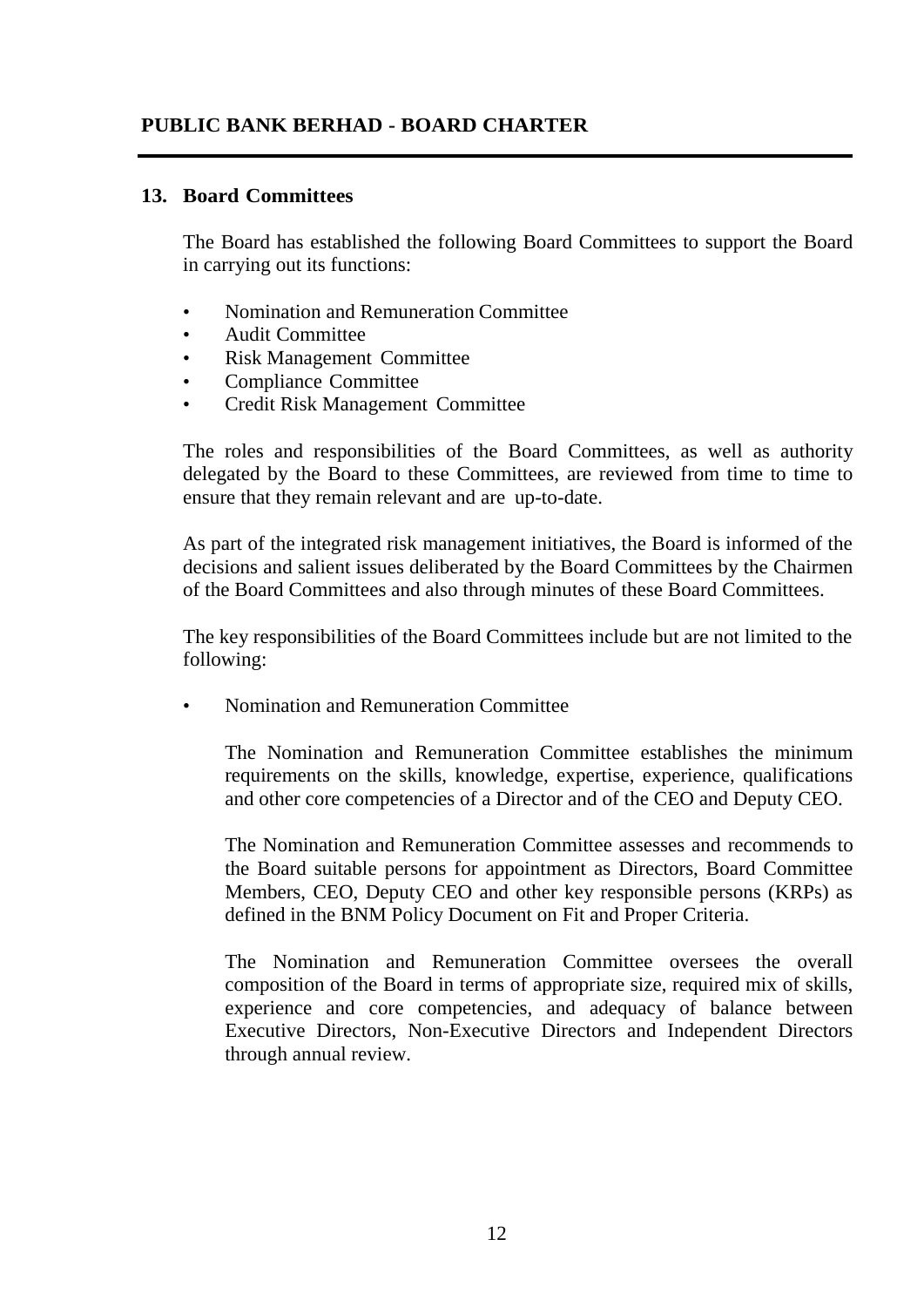## 13. Board Committees

The Board has established the following Board Committees to support the Board in carrying out its functions:

- Nomination and Remuneration Committee
- Audit Committee
- Risk Management Committee
- Compliance Committee
- Credit Risk Management Committee

The roles and responsibilities of the Board Committees, as well as authority delegated by the Board to these Committees, are reviewed from time to time to ensure that they remain relevant and are up-to-date.

As part of the integrated risk management initiatives, the Board is informed of the decisions and salient issues deliberated by the Board Committees by the Chairmen of the Board Committees and also through minutes of these Board Committees.

The key responsibilities of the Board Committees include but are not limited to the following:

- Nomination and Remuneration Committee

  The Nomination and Remuneration Committee establishes the minimum requirements on the skills, knowledge, expertise, experience, qualifications and other core competencies of a Director and of the CEO and Deputy CEO.

  The Nomination and Remuneration Committee assesses and recommends to the Board suitable persons for appointment as Directors, Board Committee Members, CEO, Deputy CEO and other key responsible persons (KRPs) as defined in the BNM Policy Document on Fit and Proper Criteria.

  The Nomination and Remuneration Committee oversees the overall composition of the Board in terms of appropriate size, required mix of skills, experience and core competencies, and adequacy of balance between Executive Directors, Non-Executive Directors and Independent Directors through annual review.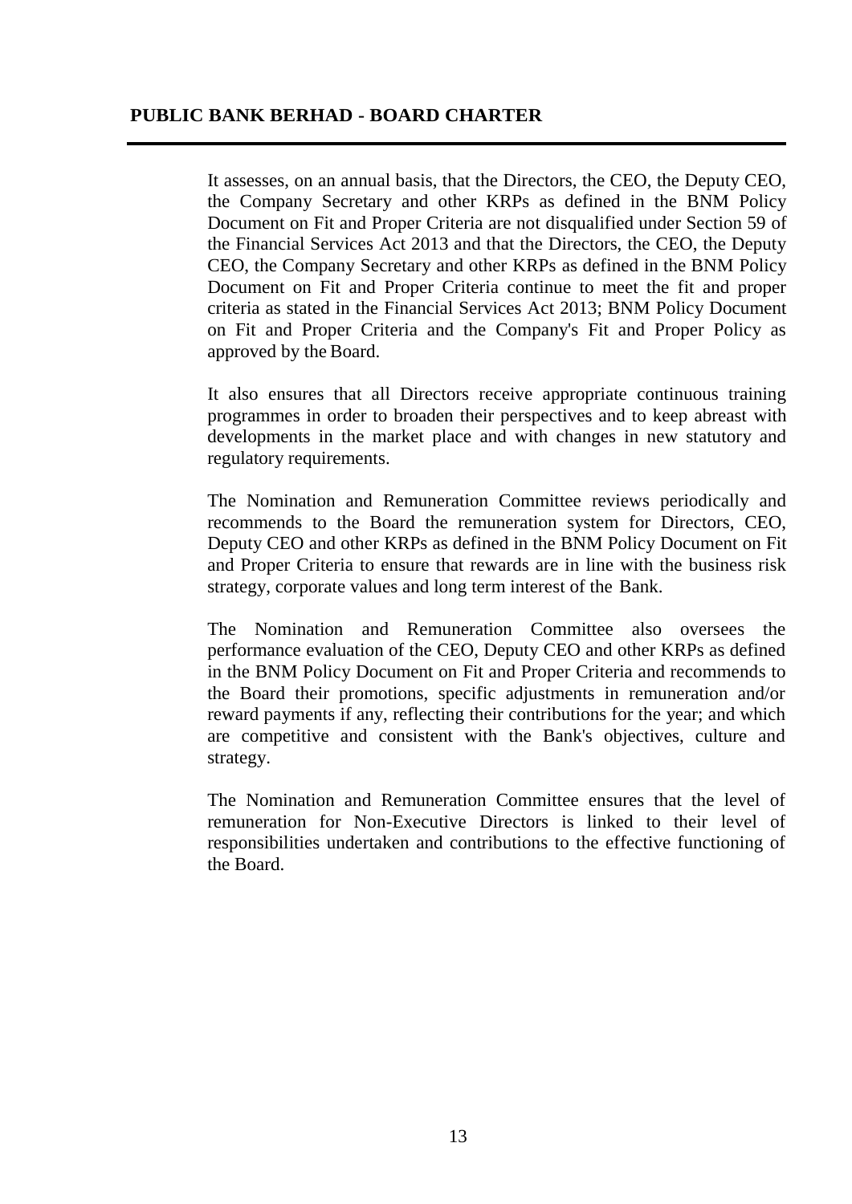It assesses, on an annual basis, that the Directors, the CEO, the Deputy CEO, the Company Secretary and other KRPs as defined in the BNM Policy Document on Fit and Proper Criteria are not disqualified under Section 59 of the Financial Services Act 2013 and that the Directors, the CEO, the Deputy CEO, the Company Secretary and other KRPs as defined in the BNM Policy Document on Fit and Proper Criteria continue to meet the fit and proper criteria as stated in the Financial Services Act 2013; BNM Policy Document on Fit and Proper Criteria and the Company's Fit and Proper Policy as approved by the Board.

It also ensures that all Directors receive appropriate continuous training programmes in order to broaden their perspectives and to keep abreast with developments in the market place and with changes in new statutory and regulatory requirements.

The Nomination and Remuneration Committee reviews periodically and recommends to the Board the remuneration system for Directors, CEO, Deputy CEO and other KRPs as defined in the BNM Policy Document on Fit and Proper Criteria to ensure that rewards are in line with the business risk strategy, corporate values and long term interest of the Bank.

The Nomination and Remuneration Committee also oversees the performance evaluation of the CEO, Deputy CEO and other KRPs as defined in the BNM Policy Document on Fit and Proper Criteria and recommends to the Board their promotions, specific adjustments in remuneration and/or reward payments if any, reflecting their contributions for the year; and which are competitive and consistent with the Bank's objectives, culture and strategy.

The Nomination and Remuneration Committee ensures that the level of remuneration for Non-Executive Directors is linked to their level of responsibilities undertaken and contributions to the effective functioning of the Board.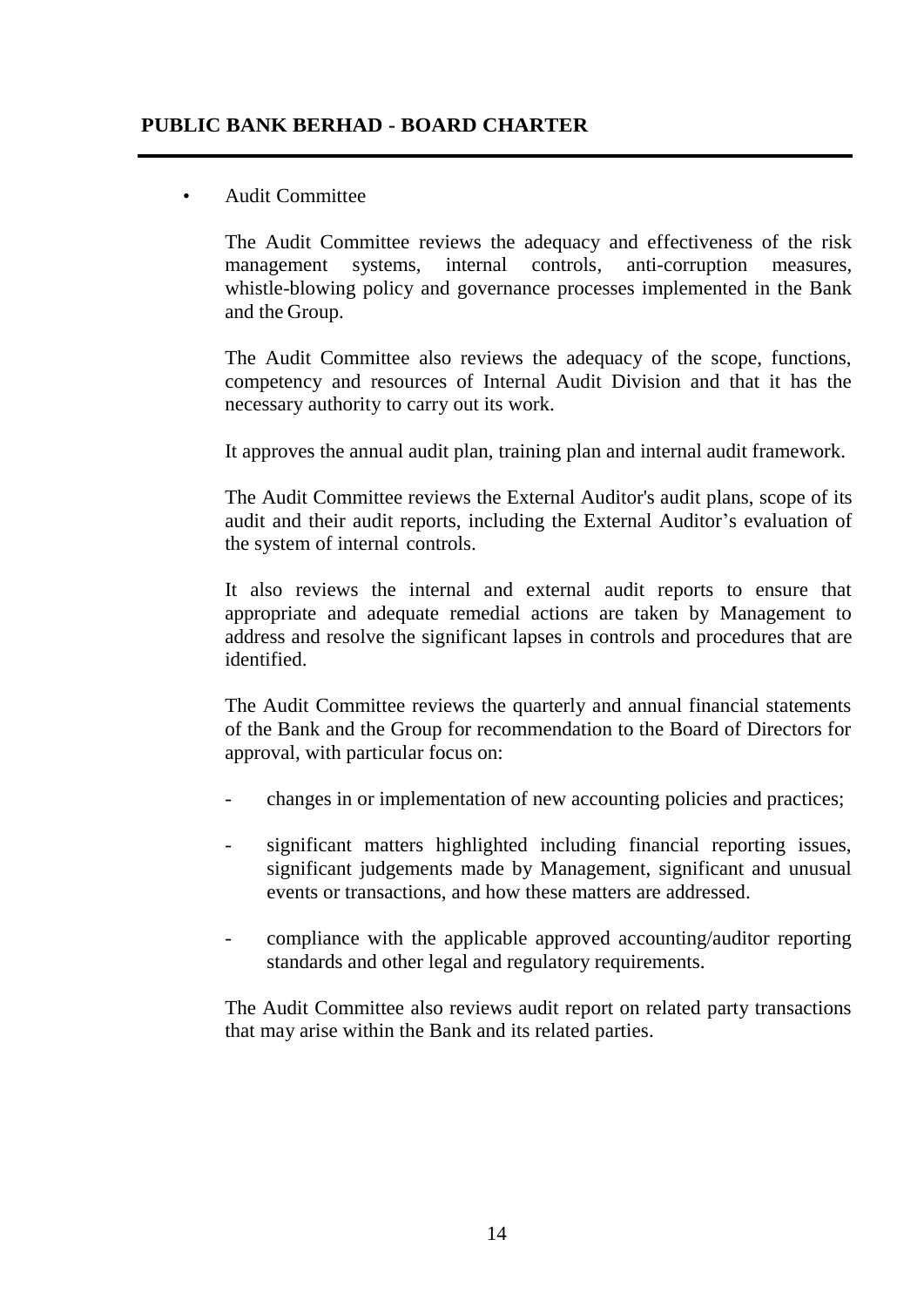- Audit Committee

  The Audit Committee reviews the adequacy and effectiveness of the risk management systems, internal controls, anti-corruption measures, whistle-blowing policy and governance processes implemented in the Bank and the Group.

  The Audit Committee also reviews the adequacy of the scope, functions, competency and resources of Internal Audit Division and that it has the necessary authority to carry out its work.

  It approves the annual audit plan, training plan and internal audit framework.

  The Audit Committee reviews the External Auditor's audit plans, scope of its audit and their audit reports, including the External Auditor's evaluation of the system of internal controls.

  It also reviews the internal and external audit reports to ensure that appropriate and adequate remedial actions are taken by Management to address and resolve the significant lapses in controls and procedures that are identified.

  The Audit Committee reviews the quarterly and annual financial statements of the Bank and the Group for recommendation to the Board of Directors for approval, with particular focus on:

  - changes in or implementation of new accounting policies and practices;
  - significant matters highlighted including financial reporting issues, significant judgements made by Management, significant and unusual events or transactions, and how these matters are addressed.
  - compliance with the applicable approved accounting/auditor reporting standards and other legal and regulatory requirements.

  The Audit Committee also reviews audit report on related party transactions that may arise within the Bank and its related parties.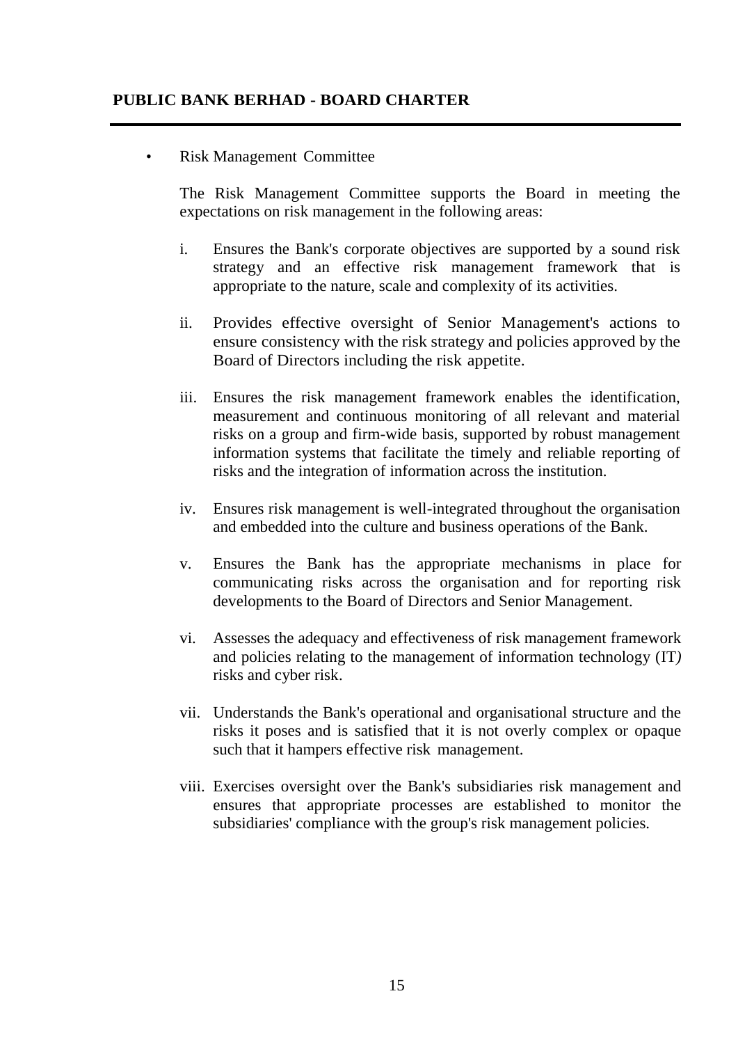- Risk Management Committee

  The Risk Management Committee supports the Board in meeting the expectations on risk management in the following areas:

  i. Ensures the Bank's corporate objectives are supported by a sound risk strategy and an effective risk management framework that is appropriate to the nature, scale and complexity of its activities.

  ii. Provides effective oversight of Senior Management's actions to ensure consistency with the risk strategy and policies approved by the Board of Directors including the risk appetite.

  iii. Ensures the risk management framework enables the identification, measurement and continuous monitoring of all relevant and material risks on a group and firm-wide basis, supported by robust management information systems that facilitate the timely and reliable reporting of risks and the integration of information across the institution.

  iv. Ensures risk management is well-integrated throughout the organisation and embedded into the culture and business operations of the Bank.

  v. Ensures the Bank has the appropriate mechanisms in place for communicating risks across the organisation and for reporting risk developments to the Board of Directors and Senior Management.

  vi. Assesses the adequacy and effectiveness of risk management framework and policies relating to the management of information technology (IT) risks and cyber risk.

  vii. Understands the Bank's operational and organisational structure and the risks it poses and is satisfied that it is not overly complex or opaque such that it hampers effective risk management.

  viii. Exercises oversight over the Bank's subsidiaries risk management and ensures that appropriate processes are established to monitor the subsidiaries' compliance with the group's risk management policies.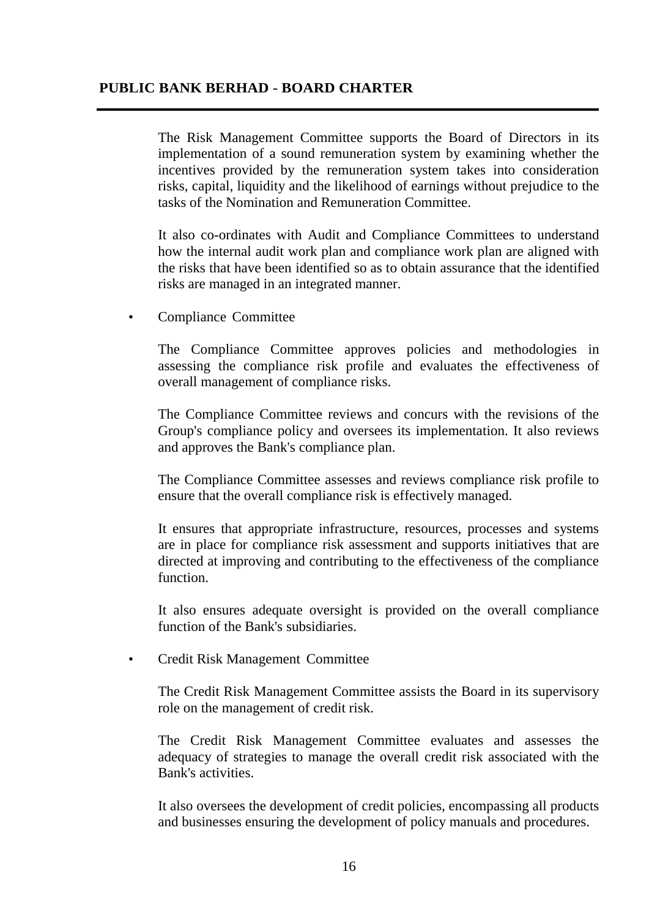The Risk Management Committee supports the Board of Directors in its implementation of a sound remuneration system by examining whether the incentives provided by the remuneration system takes into consideration risks, capital, liquidity and the likelihood of earnings without prejudice to the tasks of the Nomination and Remuneration Committee.

It also co-ordinates with Audit and Compliance Committees to understand how the internal audit work plan and compliance work plan are aligned with the risks that have been identified so as to obtain assurance that the identified risks are managed in an integrated manner.

- Compliance Committee

  The Compliance Committee approves policies and methodologies in assessing the compliance risk profile and evaluates the effectiveness of overall management of compliance risks.

  The Compliance Committee reviews and concurs with the revisions of the Group's compliance policy and oversees its implementation. It also reviews and approves the Bank's compliance plan.

  The Compliance Committee assesses and reviews compliance risk profile to ensure that the overall compliance risk is effectively managed.

  It ensures that appropriate infrastructure, resources, processes and systems are in place for compliance risk assessment and supports initiatives that are directed at improving and contributing to the effectiveness of the compliance function.

  It also ensures adequate oversight is provided on the overall compliance function of the Bank's subsidiaries.

- Credit Risk Management Committee

  The Credit Risk Management Committee assists the Board in its supervisory role on the management of credit risk.

  The Credit Risk Management Committee evaluates and assesses the adequacy of strategies to manage the overall credit risk associated with the Bank's activities.

  It also oversees the development of credit policies, encompassing all products and businesses ensuring the development of policy manuals and procedures.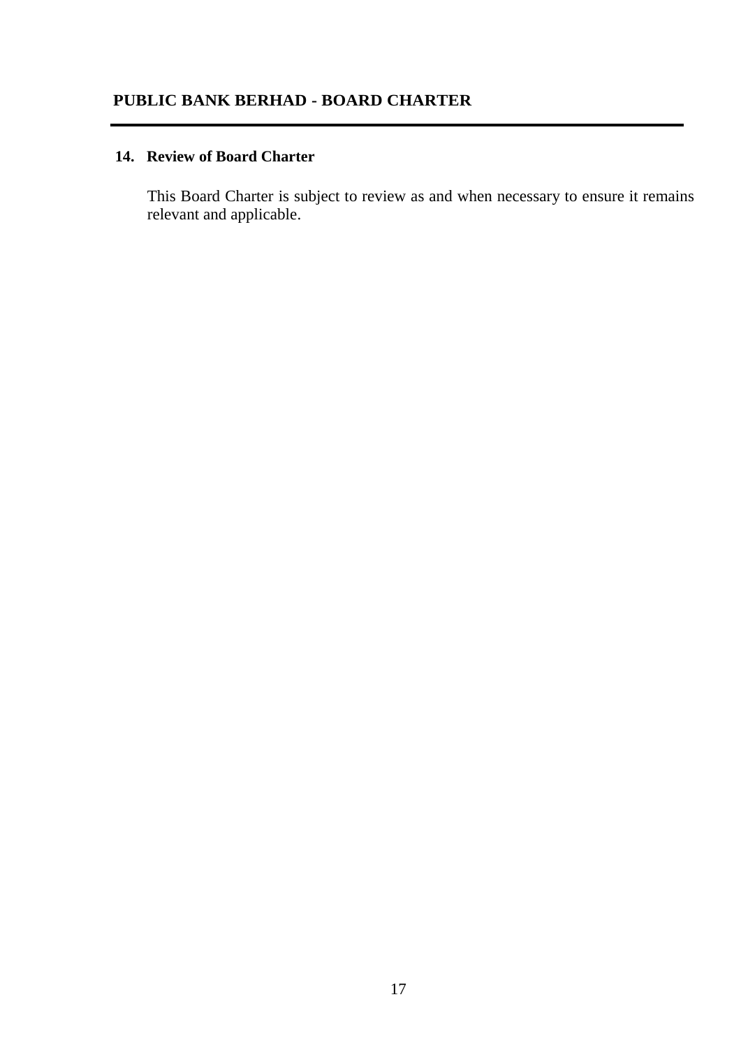## 14. Review of Board Charter

This Board Charter is subject to review as and when necessary to ensure it remains relevant and applicable.